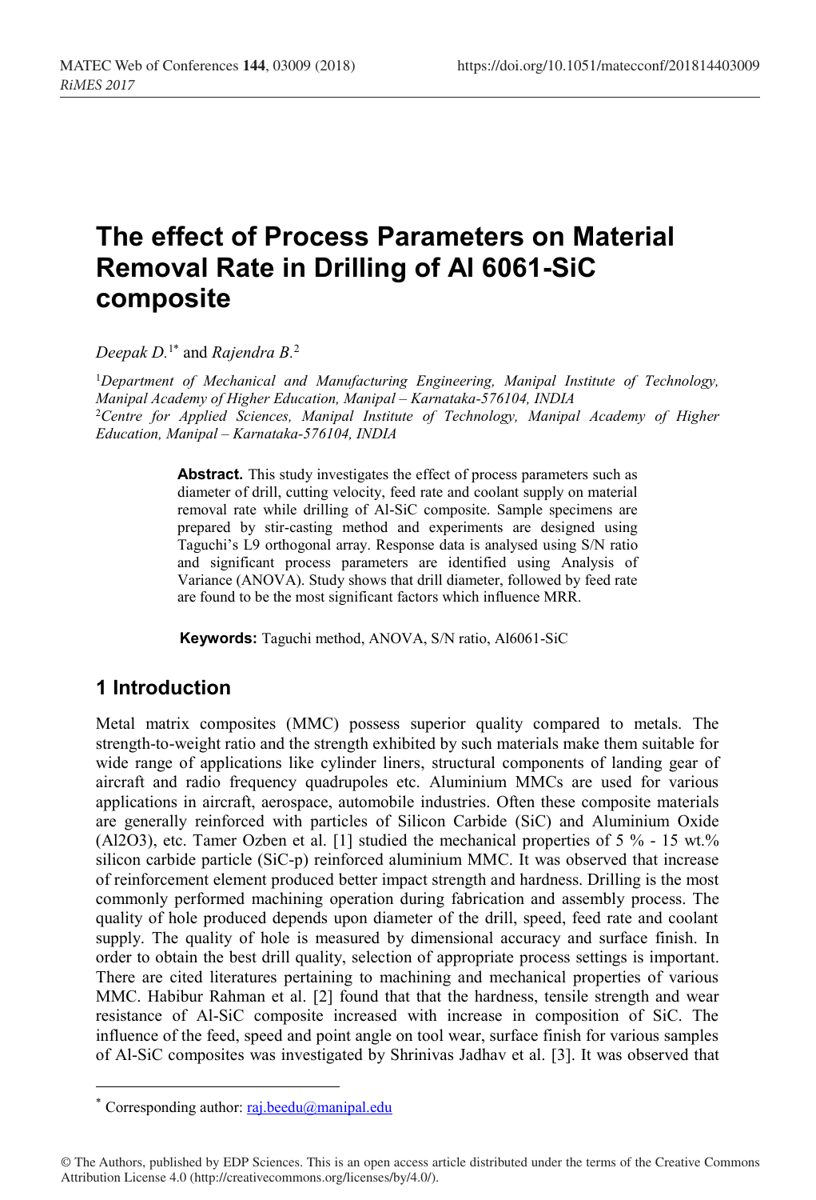# The effect of Process Parameters on Material Removal Rate in Drilling of Al 6061-SiC composite

*Deepak D.*[1*] and *Rajendra B.*[2]

[1]*Department of Mechanical and Manufacturing Engineering, Manipal Institute of Technology, Manipal Academy of Higher Education, Manipal – Karnataka-576104, INDIA*
[2]*Centre for Applied Sciences, Manipal Institute of Technology, Manipal Academy of Higher Education, Manipal – Karnataka-576104, INDIA*

**Abstract.** This study investigates the effect of process parameters such as diameter of drill, cutting velocity, feed rate and coolant supply on material removal rate while drilling of Al-SiC composite. Sample specimens are prepared by stir-casting method and experiments are designed using Taguchi's L9 orthogonal array. Response data is analysed using S/N ratio and significant process parameters are identified using Analysis of Variance (ANOVA). Study shows that drill diameter, followed by feed rate are found to be the most significant factors which influence MRR.

**Keywords:** Taguchi method, ANOVA, S/N ratio, Al6061-SiC

## 1 Introduction

Metal matrix composites (MMC) possess superior quality compared to metals. The strength-to-weight ratio and the strength exhibited by such materials make them suitable for wide range of applications like cylinder liners, structural components of landing gear of aircraft and radio frequency quadrupoles etc. Aluminium MMCs are used for various applications in aircraft, aerospace, automobile industries. Often these composite materials are generally reinforced with particles of Silicon Carbide (SiC) and Aluminium Oxide ($Al_2O_3$), etc. Tamer Ozben et al. [1] studied the mechanical properties of 5 % - 15 wt.% silicon carbide particle (SiC-p) reinforced aluminium MMC. It was observed that increase of reinforcement element produced better impact strength and hardness. Drilling is the most commonly performed machining operation during fabrication and assembly process. The quality of hole produced depends upon diameter of the drill, speed, feed rate and coolant supply. The quality of hole is measured by dimensional accuracy and surface finish. In order to obtain the best drill quality, selection of appropriate process settings is important. There are cited literatures pertaining to machining and mechanical properties of various MMC. Habibur Rahman et al. [2] found that that the hardness, tensile strength and wear resistance of Al-SiC composite increased with increase in composition of SiC. The influence of the feed, speed and point angle on tool wear, surface finish for various samples of Al-SiC composites was investigated by Shrinivas Jadhav et al. [3]. It was observed that

* Corresponding author: raj.beedu@manipal.edu

© The Authors, published by EDP Sciences. This is an open access article distributed under the terms of the Creative Commons Attribution License 4.0 (http://creativecommons.org/licenses/by/4.0/).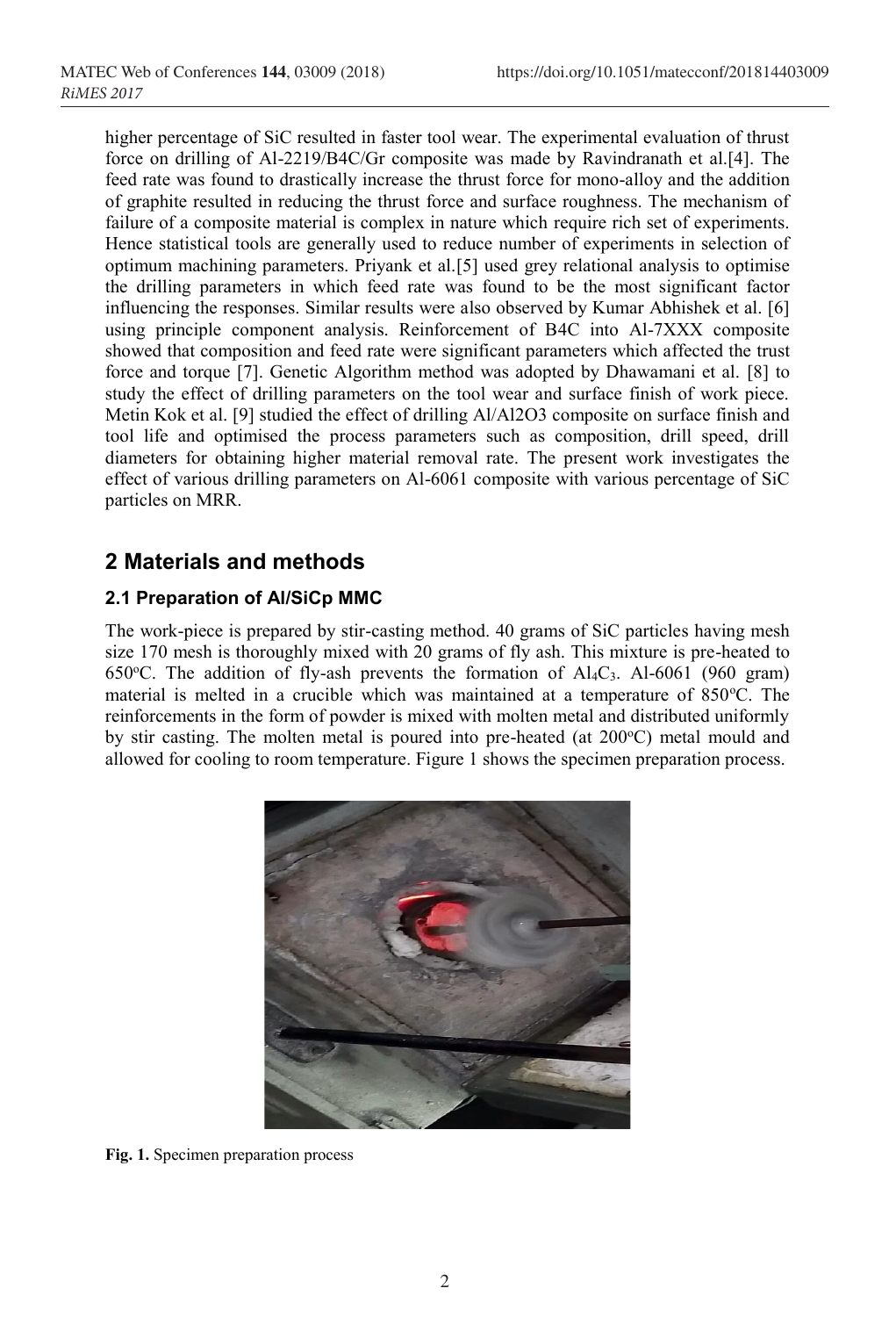higher percentage of SiC resulted in faster tool wear. The experimental evaluation of thrust force on drilling of Al-2219/B4C/Gr composite was made by Ravindranath et al.[4]. The feed rate was found to drastically increase the thrust force for mono-alloy and the addition of graphite resulted in reducing the thrust force and surface roughness. The mechanism of failure of a composite material is complex in nature which require rich set of experiments. Hence statistical tools are generally used to reduce number of experiments in selection of optimum machining parameters. Priyank et al.[5] used grey relational analysis to optimise the drilling parameters in which feed rate was found to be the most significant factor influencing the responses. Similar results were also observed by Kumar Abhishek et al. [6] using principle component analysis. Reinforcement of B4C into Al-7XXX composite showed that composition and feed rate were significant parameters which affected the trust force and torque [7]. Genetic Algorithm method was adopted by Dhawamani et al. [8] to study the effect of drilling parameters on the tool wear and surface finish of work piece. Metin Kok et al. [9] studied the effect of drilling Al/Al2O3 composite on surface finish and tool life and optimised the process parameters such as composition, drill speed, drill diameters for obtaining higher material removal rate. The present work investigates the effect of various drilling parameters on Al-6061 composite with various percentage of SiC particles on MRR.

## 2 Materials and methods

### 2.1 Preparation of Al/SiCp MMC

The work-piece is prepared by stir-casting method. 40 grams of SiC particles having mesh size 170 mesh is thoroughly mixed with 20 grams of fly ash. This mixture is pre-heated to 650°C. The addition of fly-ash prevents the formation of $Al_4C_3$. Al-6061 (960 gram) material is melted in a crucible which was maintained at a temperature of 850°C. The reinforcements in the form of powder is mixed with molten metal and distributed uniformly by stir casting. The molten metal is poured into pre-heated (at 200°C) metal mould and allowed for cooling to room temperature. Figure 1 shows the specimen preparation process.

**Fig. 1.** Specimen preparation process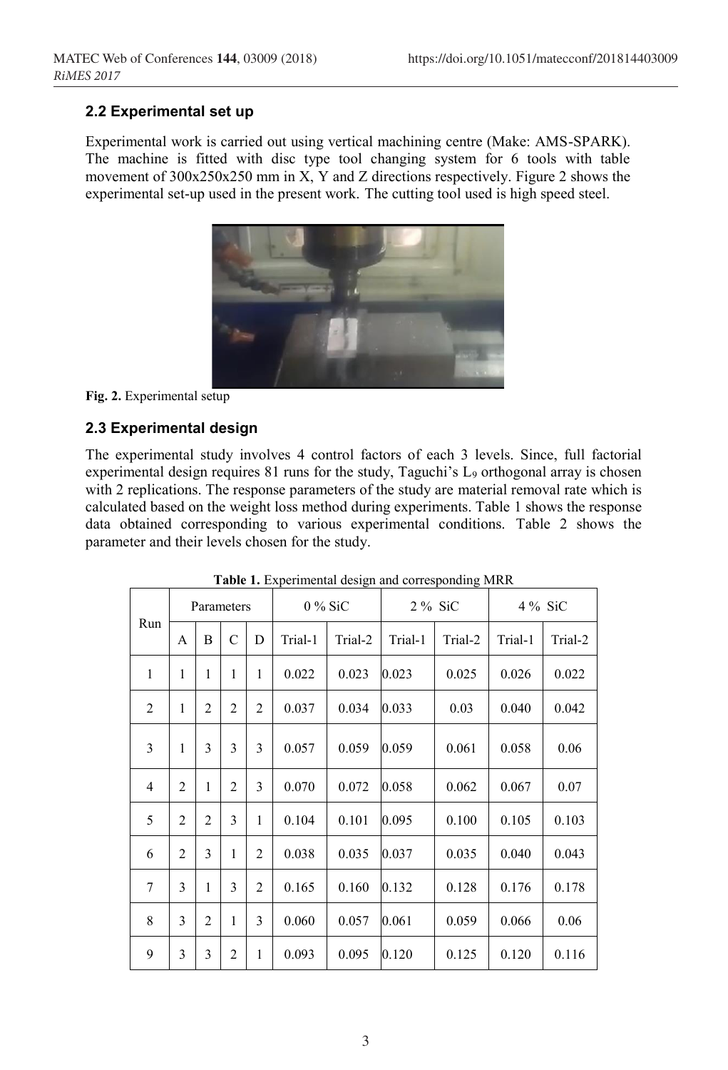### 2.2 Experimental set up

Experimental work is carried out using vertical machining centre (Make: AMS-SPARK). The machine is fitted with disc type tool changing system for 6 tools with table movement of 300x250x250 mm in X, Y and Z directions respectively. Figure 2 shows the experimental set-up used in the present work. The cutting tool used is high speed steel.

**Fig. 2.** Experimental setup

### 2.3 Experimental design

The experimental study involves 4 control factors of each 3 levels. Since, full factorial experimental design requires 81 runs for the study, Taguchi's $L_9$ orthogonal array is chosen with 2 replications. The response parameters of the study are material removal rate which is calculated based on the weight loss method during experiments. Table 1 shows the response data obtained corresponding to various experimental conditions. Table 2 shows the parameter and their levels chosen for the study.

**Table 1.** Experimental design and corresponding MRR

| Run | Parameters | | | | 0 % SiC | | 2 % SiC | | 4 % SiC | |
|---|---|---|---|---|---|---|---|---|---|---|
| | A | B | C | D | Trial-1 | Trial-2 | Trial-1 | Trial-2 | Trial-1 | Trial-2 |
| 1 | 1 | 1 | 1 | 1 | 0.022 | 0.023 | 0.023 | 0.025 | 0.026 | 0.022 |
| 2 | 1 | 2 | 2 | 2 | 0.037 | 0.034 | 0.033 | 0.03 | 0.040 | 0.042 |
| 3 | 1 | 3 | 3 | 3 | 0.057 | 0.059 | 0.059 | 0.061 | 0.058 | 0.06 |
| 4 | 2 | 1 | 2 | 3 | 0.070 | 0.072 | 0.058 | 0.062 | 0.067 | 0.07 |
| 5 | 2 | 2 | 3 | 1 | 0.104 | 0.101 | 0.095 | 0.100 | 0.105 | 0.103 |
| 6 | 2 | 3 | 1 | 2 | 0.038 | 0.035 | 0.037 | 0.035 | 0.040 | 0.043 |
| 7 | 3 | 1 | 3 | 2 | 0.165 | 0.160 | 0.132 | 0.128 | 0.176 | 0.178 |
| 8 | 3 | 2 | 1 | 3 | 0.060 | 0.057 | 0.061 | 0.059 | 0.066 | 0.06 |
| 9 | 3 | 3 | 2 | 1 | 0.093 | 0.095 | 0.120 | 0.125 | 0.120 | 0.116 |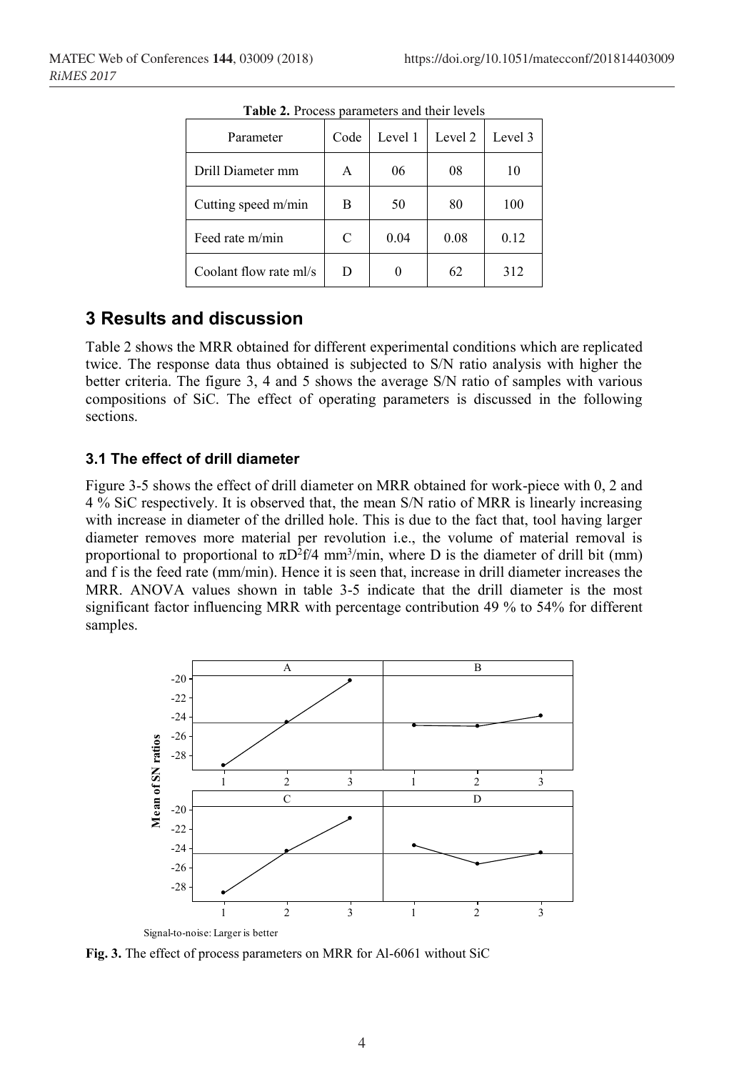**Table 2.** Process parameters and their levels

| Parameter | Code | Level 1 | Level 2 | Level 3 |
|---|---|---|---|---|
| Drill Diameter mm | A | 06 | 08 | 10 |
| Cutting speed m/min | B | 50 | 80 | 100 |
| Feed rate m/min | C | 0.04 | 0.08 | 0.12 |
| Coolant flow rate ml/s | D | 0 | 62 | 312 |

## 3 Results and discussion

Table 2 shows the MRR obtained for different experimental conditions which are replicated twice. The response data thus obtained is subjected to S/N ratio analysis with higher the better criteria. The figure 3, 4 and 5 shows the average S/N ratio of samples with various compositions of SiC. The effect of operating parameters is discussed in the following sections.

### 3.1 The effect of drill diameter

Figure 3-5 shows the effect of drill diameter on MRR obtained for work-piece with 0, 2 and 4 % SiC respectively. It is observed that, the mean S/N ratio of MRR is linearly increasing with increase in diameter of the drilled hole. This is due to the fact that, tool having larger diameter removes more material per revolution i.e., the volume of material removal is proportional to proportional to $\pi D^2 f/4$ $mm^3/min$, where D is the diameter of drill bit (mm) and f is the feed rate (mm/min). Hence it is seen that, increase in drill diameter increases the MRR. ANOVA values shown in table 3-5 indicate that the drill diameter is the most significant factor influencing MRR with percentage contribution 49 % to 54% for different samples.

**Fig. 3.** The effect of process parameters on MRR for Al-6061 without SiC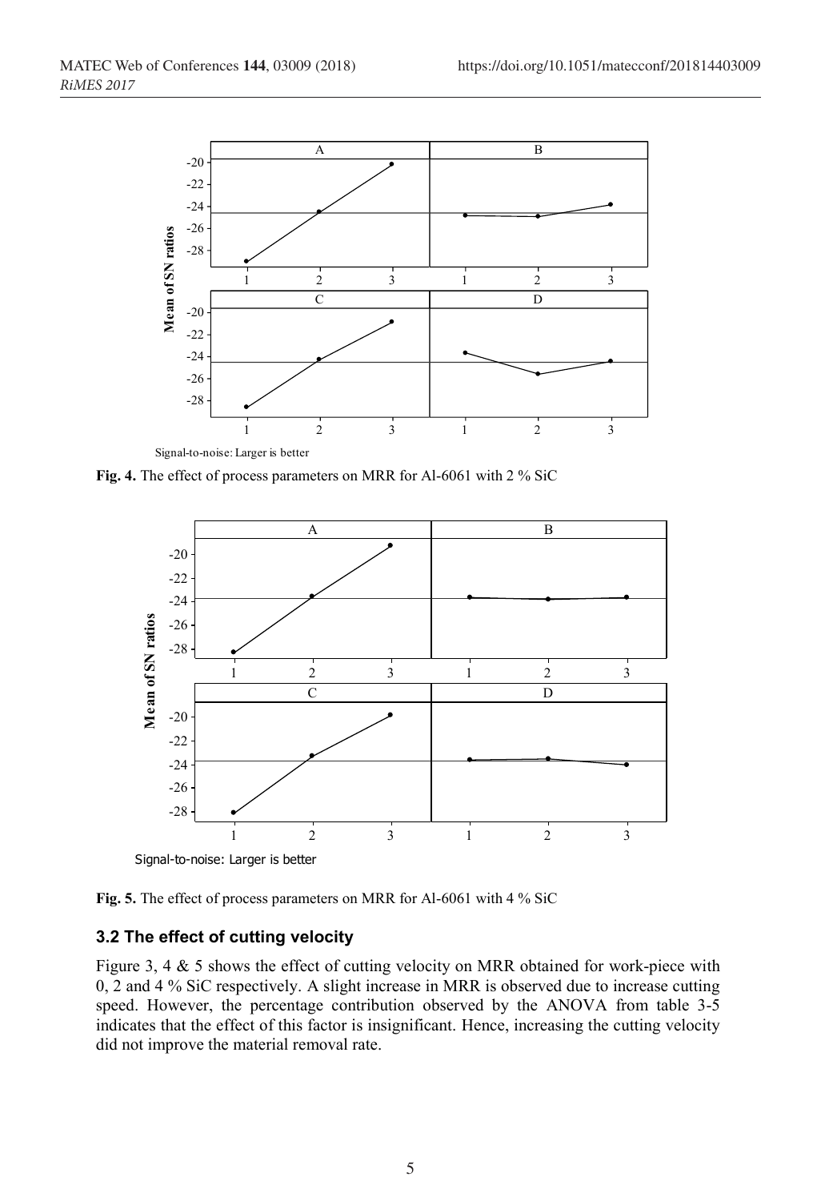Signal-to-noise: Larger is better

**Fig. 4.** The effect of process parameters on MRR for Al-6061 with 2 % SiC

Signal-to-noise: Larger is better

**Fig. 5.** The effect of process parameters on MRR for Al-6061 with 4 % SiC

### 3.2 The effect of cutting velocity

Figure 3, 4 & 5 shows the effect of cutting velocity on MRR obtained for work-piece with 0, 2 and 4 % SiC respectively. A slight increase in MRR is observed due to increase cutting speed. However, the percentage contribution observed by the ANOVA from table 3-5 indicates that the effect of this factor is insignificant. Hence, increasing the cutting velocity did not improve the material removal rate.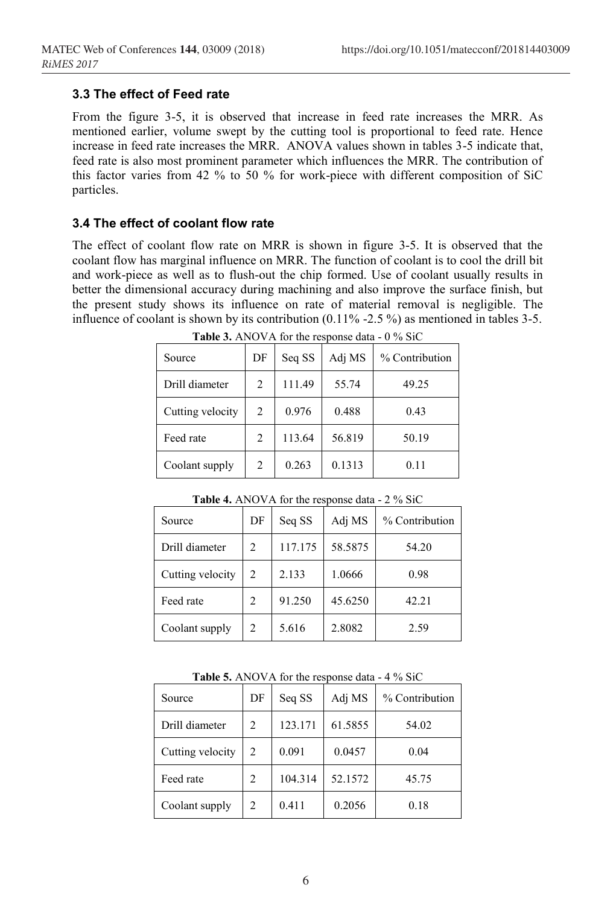### 3.3 The effect of Feed rate

From the figure 3-5, it is observed that increase in feed rate increases the MRR. As mentioned earlier, volume swept by the cutting tool is proportional to feed rate. Hence increase in feed rate increases the MRR. ANOVA values shown in tables 3-5 indicate that, feed rate is also most prominent parameter which influences the MRR. The contribution of this factor varies from 42 % to 50 % for work-piece with different composition of SiC particles.

### 3.4 The effect of coolant flow rate

The effect of coolant flow rate on MRR is shown in figure 3-5. It is observed that the coolant flow has marginal influence on MRR. The function of coolant is to cool the drill bit and work-piece as well as to flush-out the chip formed. Use of coolant usually results in better the dimensional accuracy during machining and also improve the surface finish, but the present study shows its influence on rate of material removal is negligible. The influence of coolant is shown by its contribution (0.11% -2.5 %) as mentioned in tables 3-5.

**Table 3.** ANOVA for the response data - 0 % SiC

| Source | DF | Seq SS | Adj MS | % Contribution |
|---|---|---|---|---|
| Drill diameter | 2 | 111.49 | 55.74 | 49.25 |
| Cutting velocity | 2 | 0.976 | 0.488 | 0.43 |
| Feed rate | 2 | 113.64 | 56.819 | 50.19 |
| Coolant supply | 2 | 0.263 | 0.1313 | 0.11 |

**Table 4.** ANOVA for the response data - 2 % SiC

| Source | DF | Seq SS | Adj MS | % Contribution |
|---|---|---|---|---|
| Drill diameter | 2 | 117.175 | 58.5875 | 54.20 |
| Cutting velocity | 2 | 2.133 | 1.0666 | 0.98 |
| Feed rate | 2 | 91.250 | 45.6250 | 42.21 |
| Coolant supply | 2 | 5.616 | 2.8082 | 2.59 |

**Table 5.** ANOVA for the response data - 4 % SiC

| Source | DF | Seq SS | Adj MS | % Contribution |
|---|---|---|---|---|
| Drill diameter | 2 | 123.171 | 61.5855 | 54.02 |
| Cutting velocity | 2 | 0.091 | 0.0457 | 0.04 |
| Feed rate | 2 | 104.314 | 52.1572 | 45.75 |
| Coolant supply | 2 | 0.411 | 0.2056 | 0.18 |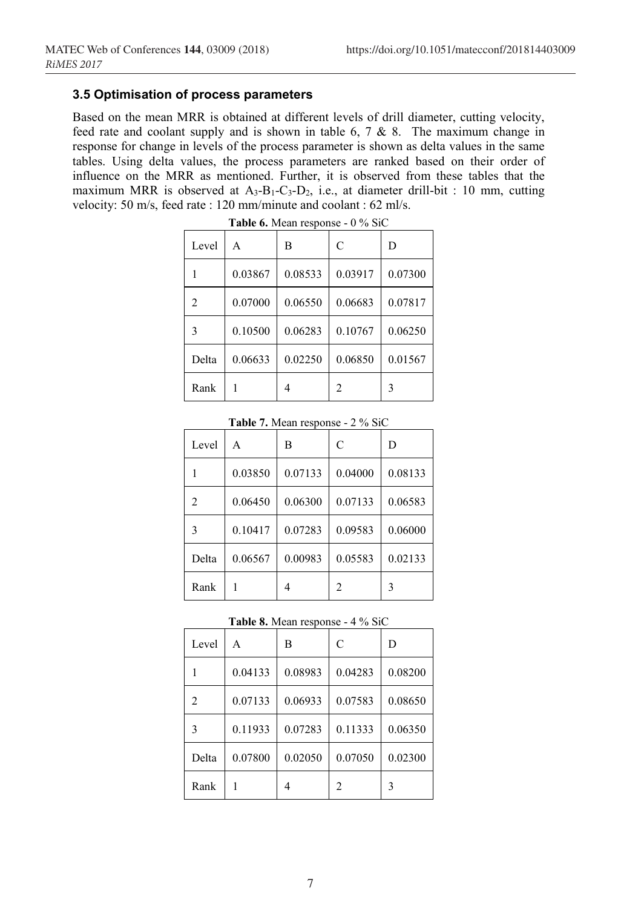### 3.5 Optimisation of process parameters

Based on the mean MRR is obtained at different levels of drill diameter, cutting velocity, feed rate and coolant supply and is shown in table 6, 7 & 8. The maximum change in response for change in levels of the process parameter is shown as delta values in the same tables. Using delta values, the process parameters are ranked based on their order of influence on the MRR as mentioned. Further, it is observed from these tables that the maximum MRR is observed at $A_3$-$B_1$-$C_3$-$D_2$, i.e., at diameter drill-bit : 10 mm, cutting velocity: 50 m/s, feed rate : 120 mm/minute and coolant : 62 ml/s.

**Table 6.** Mean response - 0 % SiC

| Level | A | B | C | D |
|---|---|---|---|---|
| 1 | 0.03867 | 0.08533 | 0.03917 | 0.07300 |
| 2 | 0.07000 | 0.06550 | 0.06683 | 0.07817 |
| 3 | 0.10500 | 0.06283 | 0.10767 | 0.06250 |
| Delta | 0.06633 | 0.02250 | 0.06850 | 0.01567 |
| Rank | 1 | 4 | 2 | 3 |

**Table 7.** Mean response - 2 % SiC

| Level | A | B | C | D |
|---|---|---|---|---|
| 1 | 0.03850 | 0.07133 | 0.04000 | 0.08133 |
| 2 | 0.06450 | 0.06300 | 0.07133 | 0.06583 |
| 3 | 0.10417 | 0.07283 | 0.09583 | 0.06000 |
| Delta | 0.06567 | 0.00983 | 0.05583 | 0.02133 |
| Rank | 1 | 4 | 2 | 3 |

**Table 8.** Mean response - 4 % SiC

| Level | A | B | C | D |
|---|---|---|---|---|
| 1 | 0.04133 | 0.08983 | 0.04283 | 0.08200 |
| 2 | 0.07133 | 0.06933 | 0.07583 | 0.08650 |
| 3 | 0.11933 | 0.07283 | 0.11333 | 0.06350 |
| Delta | 0.07800 | 0.02050 | 0.07050 | 0.02300 |
| Rank | 1 | 4 | 2 | 3 |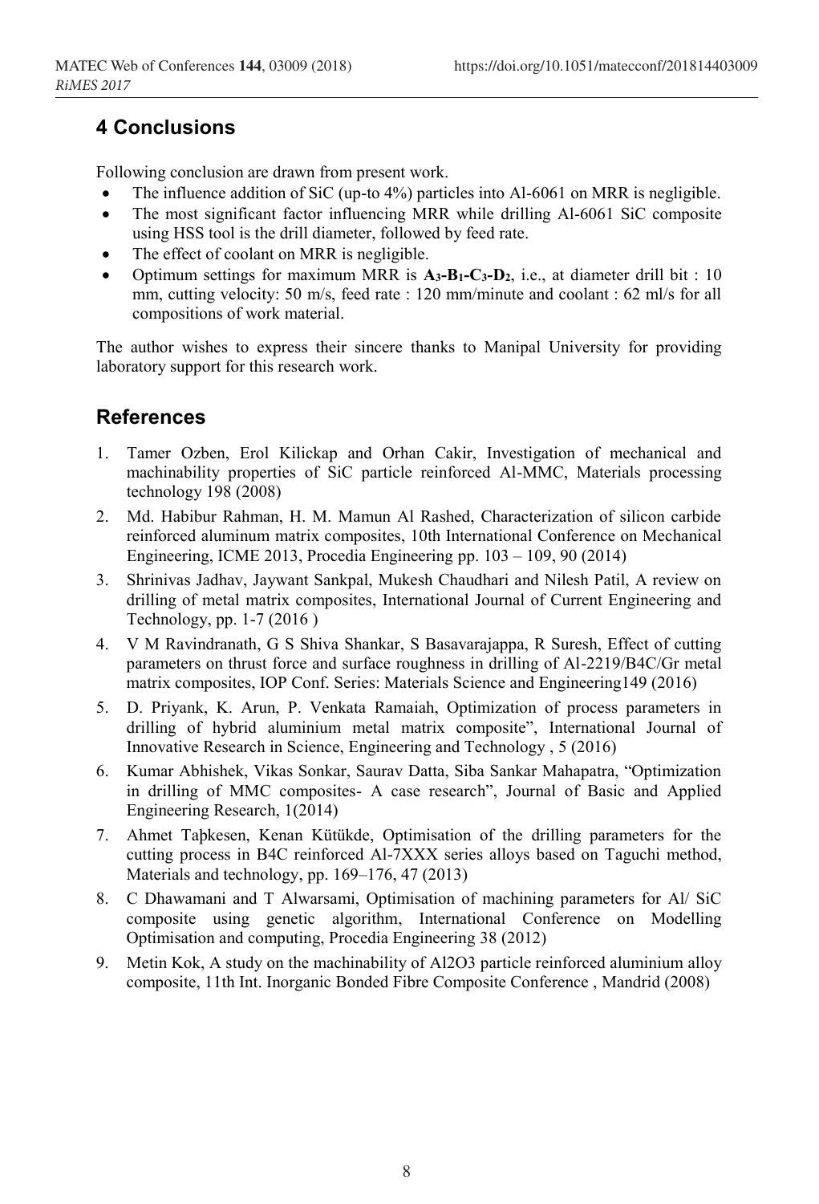## 4 Conclusions

Following conclusion are drawn from present work.

- The influence addition of SiC (up-to 4%) particles into Al-6061 on MRR is negligible.
- The most significant factor influencing MRR while drilling Al-6061 SiC composite using HSS tool is the drill diameter, followed by feed rate.
- The effect of coolant on MRR is negligible.
- Optimum settings for maximum MRR is $\mathbf{A_3\text{-}B_1\text{-}C_3\text{-}D_2}$, i.e., at diameter drill bit : 10 mm, cutting velocity: 50 m/s, feed rate : 120 mm/minute and coolant : 62 ml/s for all compositions of work material.

The author wishes to express their sincere thanks to Manipal University for providing laboratory support for this research work.

## References

1. Tamer Ozben, Erol Kilickap and Orhan Cakir, Investigation of mechanical and machinability properties of SiC particle reinforced Al-MMC, Materials processing technology 198 (2008)
2. Md. Habibur Rahman, H. M. Mamun Al Rashed, Characterization of silicon carbide reinforced aluminum matrix composites, 10th International Conference on Mechanical Engineering, ICME 2013, Procedia Engineering pp. 103 – 109, 90 (2014)
3. Shrinivas Jadhav, Jaywant Sankpal, Mukesh Chaudhari and Nilesh Patil, A review on drilling of metal matrix composites, International Journal of Current Engineering and Technology, pp. 1-7 (2016 )
4. V M Ravindranath, G S Shiva Shankar, S Basavarajappa, R Suresh, Effect of cutting parameters on thrust force and surface roughness in drilling of Al-2219/B4C/Gr metal matrix composites, IOP Conf. Series: Materials Science and Engineering149 (2016)
5. D. Priyank, K. Arun, P. Venkata Ramaiah, Optimization of process parameters in drilling of hybrid aluminium metal matrix composite", International Journal of Innovative Research in Science, Engineering and Technology , 5 (2016)
6. Kumar Abhishek, Vikas Sonkar, Saurav Datta, Siba Sankar Mahapatra, "Optimization in drilling of MMC composites- A case research", Journal of Basic and Applied Engineering Research, 1(2014)
7. Ahmet Taþkesen, Kenan Kütükde, Optimisation of the drilling parameters for the cutting process in B4C reinforced Al-7XXX series alloys based on Taguchi method, Materials and technology, pp. 169–176, 47 (2013)
8. C Dhawamani and T Alwarsami, Optimisation of machining parameters for Al/ SiC composite using genetic algorithm, International Conference on Modelling Optimisation and computing, Procedia Engineering 38 (2012)
9. Metin Kok, A study on the machinability of Al2O3 particle reinforced aluminium alloy composite, 11th Int. Inorganic Bonded Fibre Composite Conference , Mandrid (2008)